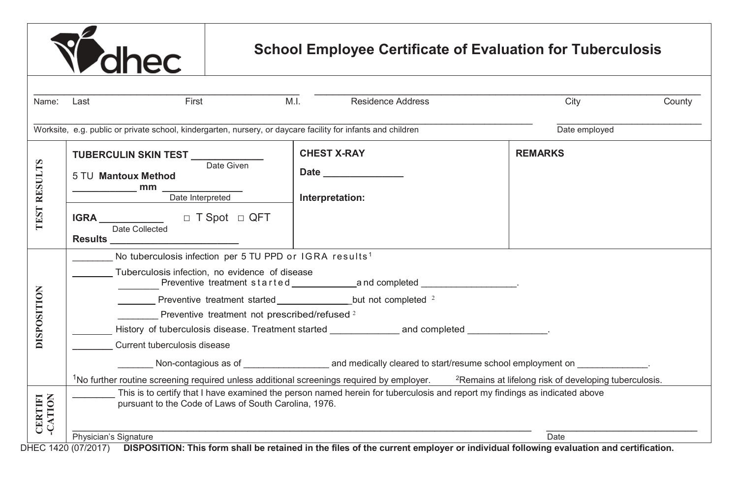dhec

# School Employee Certificate of Evaluation for Tuberculosis

Name: Last ____________ First ____________ M.I. ____ Residence Address ____________ City ____________ County ____________

Worksite, e.g. public or private school, kindergarten, nursery, or daycare facility for infants and children ____________ Date employed ____________

## TEST RESULTS

| TUBERCULIN SKIN TEST | CHEST X-RAY | REMARKS |
|---|---|---|
| TUBERCULIN SKIN TEST ____________ Date Given<br>5 TU **Mantoux Method**<br>____________ mm ____________ Date Interpreted | **Date** ____________<br><br>**Interpretation:** | |
| **IGRA** ____________ Date Collected ☐ T Spot ☐ QFT<br>**Results** ____________ | | |

## DISPOSITION

________ No tuberculosis infection per 5 TU PPD or IGRA results[1]

________ Tuberculosis infection, no evidence of disease

- ________ Preventive treatment started ____________ and completed ____________.
- ________ Preventive treatment started ____________ but not completed [2]
- ________ Preventive treatment not prescribed/refused [2]

________ History of tuberculosis disease. Treatment started ____________ and completed ____________.

________ Current tuberculosis disease

- _______ Non-contagious as of ____________ and medically cleared to start/resume school employment on ____________.

[1]No further routine screening required unless additional screenings required by employer. [2]Remains at lifelong risk of developing tuberculosis.

## CERTIFICATION

________ This is to certify that I have examined the person named herein for tuberculosis and report my findings as indicated above pursuant to the Code of Laws of South Carolina, 1976.

____________________ Physician's Signature ____________ Date

DHEC 1420 (07/2017) **DISPOSITION: This form shall be retained in the files of the current employer or individual following evaluation and certification.**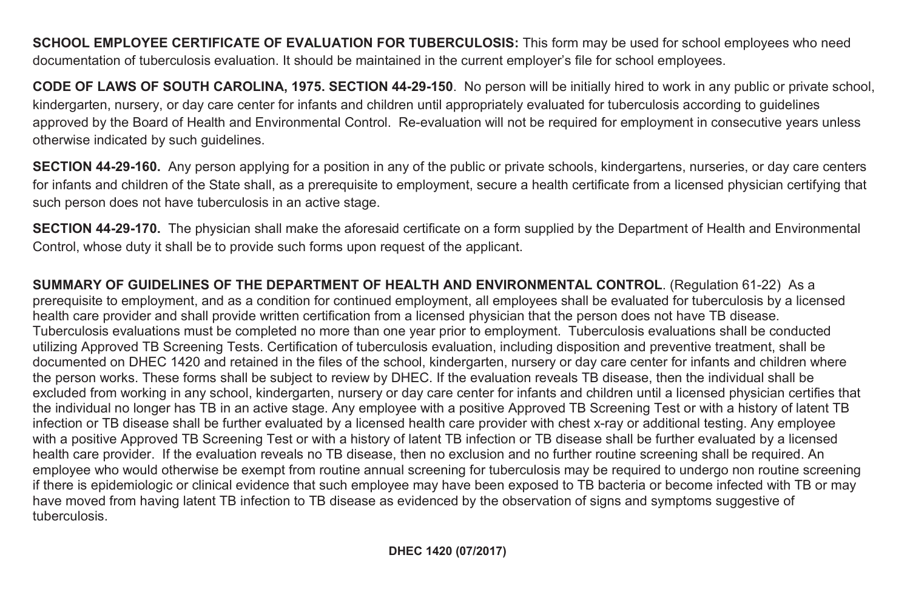**SCHOOL EMPLOYEE CERTIFICATE OF EVALUATION FOR TUBERCULOSIS:** This form may be used for school employees who need documentation of tuberculosis evaluation. It should be maintained in the current employer's file for school employees.

**CODE OF LAWS OF SOUTH CAROLINA, 1975. SECTION 44-29-150**. No person will be initially hired to work in any public or private school, kindergarten, nursery, or day care center for infants and children until appropriately evaluated for tuberculosis according to guidelines approved by the Board of Health and Environmental Control. Re-evaluation will not be required for employment in consecutive years unless otherwise indicated by such guidelines.

**SECTION 44-29-160.** Any person applying for a position in any of the public or private schools, kindergartens, nurseries, or day care centers for infants and children of the State shall, as a prerequisite to employment, secure a health certificate from a licensed physician certifying that such person does not have tuberculosis in an active stage.

**SECTION 44-29-170.** The physician shall make the aforesaid certificate on a form supplied by the Department of Health and Environmental Control, whose duty it shall be to provide such forms upon request of the applicant.

**SUMMARY OF GUIDELINES OF THE DEPARTMENT OF HEALTH AND ENVIRONMENTAL CONTROL**. (Regulation 61-22) As a prerequisite to employment, and as a condition for continued employment, all employees shall be evaluated for tuberculosis by a licensed health care provider and shall provide written certification from a licensed physician that the person does not have TB disease. Tuberculosis evaluations must be completed no more than one year prior to employment. Tuberculosis evaluations shall be conducted utilizing Approved TB Screening Tests. Certification of tuberculosis evaluation, including disposition and preventive treatment, shall be documented on DHEC 1420 and retained in the files of the school, kindergarten, nursery or day care center for infants and children where the person works. These forms shall be subject to review by DHEC. If the evaluation reveals TB disease, then the individual shall be excluded from working in any school, kindergarten, nursery or day care center for infants and children until a licensed physician certifies that the individual no longer has TB in an active stage. Any employee with a positive Approved TB Screening Test or with a history of latent TB infection or TB disease shall be further evaluated by a licensed health care provider with chest x-ray or additional testing. Any employee with a positive Approved TB Screening Test or with a history of latent TB infection or TB disease shall be further evaluated by a licensed health care provider. If the evaluation reveals no TB disease, then no exclusion and no further routine screening shall be required. An employee who would otherwise be exempt from routine annual screening for tuberculosis may be required to undergo non routine screening if there is epidemiologic or clinical evidence that such employee may have been exposed to TB bacteria or become infected with TB or may have moved from having latent TB infection to TB disease as evidenced by the observation of signs and symptoms suggestive of tuberculosis.

**DHEC 1420 (07/2017)**